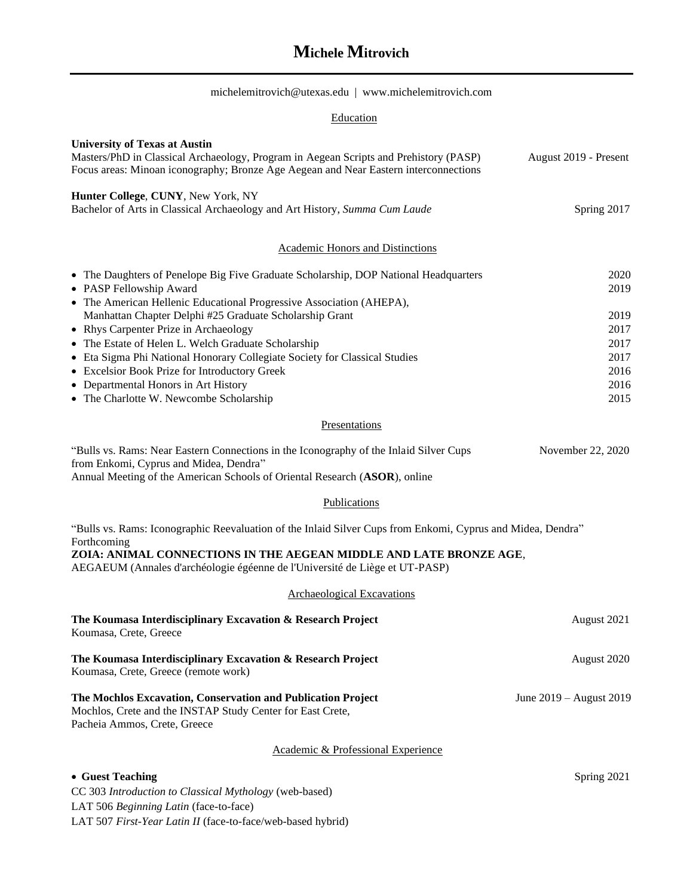# Michele Mitrovich

michelemitrovich@utexas.edu | www.michelemitrovich.com

## Education

**University of Texas at Austin**
Masters/PhD in Classical Archaeology, Program in Aegean Scripts and Prehistory (PASP) — August 2019 - Present
Focus areas: Minoan iconography; Bronze Age Aegean and Near Eastern interconnections

**Hunter College**, **CUNY**, New York, NY
Bachelor of Arts in Classical Archaeology and Art History, *Summa Cum Laude* — Spring 2017

## Academic Honors and Distinctions

- The Daughters of Penelope Big Five Graduate Scholarship, DOP National Headquarters — 2020
- PASP Fellowship Award — 2019
- The American Hellenic Educational Progressive Association (AHEPA), Manhattan Chapter Delphi #25 Graduate Scholarship Grant — 2019
- Rhys Carpenter Prize in Archaeology — 2017
- The Estate of Helen L. Welch Graduate Scholarship — 2017
- Eta Sigma Phi National Honorary Collegiate Society for Classical Studies — 2017
- Excelsior Book Prize for Introductory Greek — 2016
- Departmental Honors in Art History — 2016
- The Charlotte W. Newcombe Scholarship — 2015

## Presentations

"Bulls vs. Rams: Near Eastern Connections in the Iconography of the Inlaid Silver Cups from Enkomi, Cyprus and Midea, Dendra" — November 22, 2020
Annual Meeting of the American Schools of Oriental Research (**ASOR**), online

## Publications

"Bulls vs. Rams: Iconographic Reevaluation of the Inlaid Silver Cups from Enkomi, Cyprus and Midea, Dendra"
Forthcoming
**ZOIA: ANIMAL CONNECTIONS IN THE AEGEAN MIDDLE AND LATE BRONZE AGE**,
AEGAEUM (Annales d'archéologie égéenne de l'Université de Liège et UT-PASP)

## Archaeological Excavations

**The Koumasa Interdisciplinary Excavation & Research Project** — August 2021
Koumasa, Crete, Greece

**The Koumasa Interdisciplinary Excavation & Research Project** — August 2020
Koumasa, Crete, Greece (remote work)

**The Mochlos Excavation, Conservation and Publication Project** — June 2019 – August 2019
Mochlos, Crete and the INSTAP Study Center for East Crete,
Pacheia Ammos, Crete, Greece

## Academic & Professional Experience

- **Guest Teaching** — Spring 2021

CC 303 *Introduction to Classical Mythology* (web-based)
LAT 506 *Beginning Latin* (face-to-face)
LAT 507 *First-Year Latin II* (face-to-face/web-based hybrid)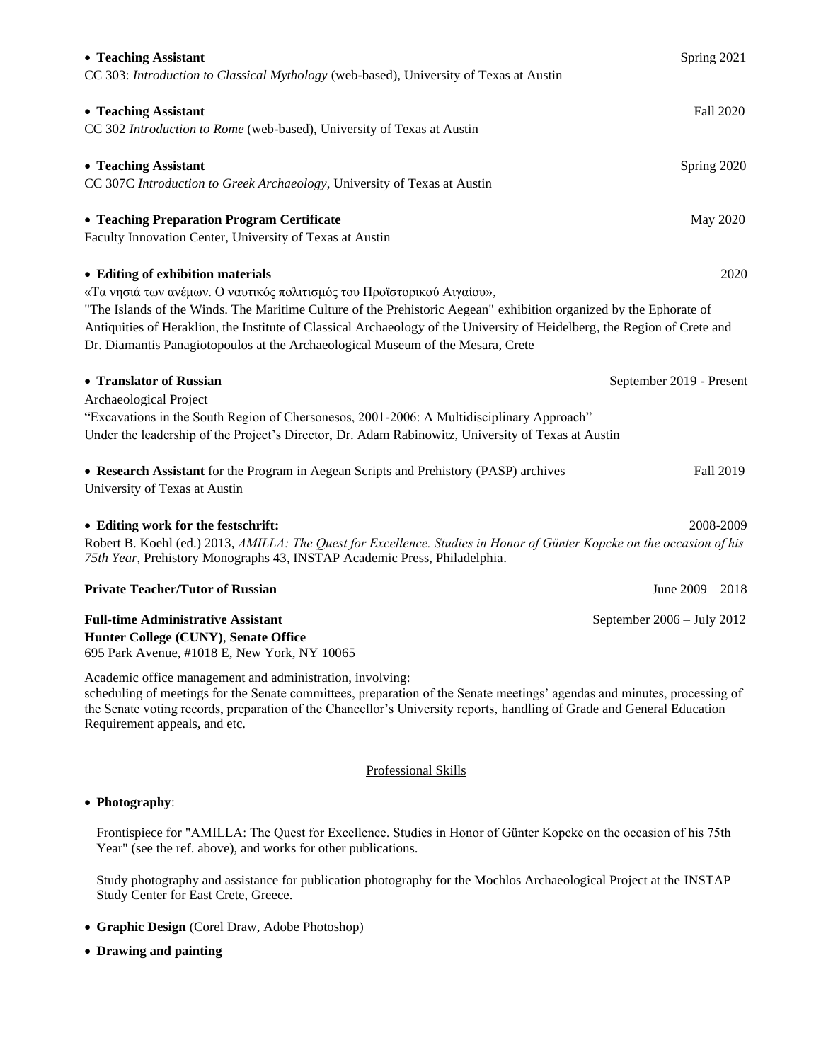- **Teaching Assistant** Spring 2021
CC 303: *Introduction to Classical Mythology* (web-based), University of Texas at Austin

- **Teaching Assistant** Fall 2020
CC 302 *Introduction to Rome* (web-based), University of Texas at Austin

- **Teaching Assistant** Spring 2020
CC 307C *Introduction to Greek Archaeology*, University of Texas at Austin

- **Teaching Preparation Program Certificate** May 2020
Faculty Innovation Center, University of Texas at Austin

- **Editing of exhibition materials** 2020
«Τα νησιά των ανέμων. Ο ναυτικός πολιτισμός του Προϊστορικού Αιγαίου»,
"The Islands of the Winds. The Maritime Culture of the Prehistoric Aegean" exhibition organized by the Ephorate of Antiquities of Heraklion, the Institute of Classical Archaeology of the University of Heidelberg, the Region of Crete and Dr. Diamantis Panagiotopoulos at the Archaeological Museum of the Mesara, Crete

- **Translator of Russian** September 2019 - Present
Archaeological Project
"Excavations in the South Region of Chersonesos, 2001-2006: A Multidisciplinary Approach"
Under the leadership of the Project's Director, Dr. Adam Rabinowitz, University of Texas at Austin

- **Research Assistant** for the Program in Aegean Scripts and Prehistory (PASP) archives Fall 2019
University of Texas at Austin

- **Editing work for the festschrift:** 2008-2009
Robert B. Koehl (ed.) 2013, *AMILLA: The Quest for Excellence. Studies in Honor of Günter Kopcke on the occasion of his 75th Year*, Prehistory Monographs 43, INSTAP Academic Press, Philadelphia.

**Private Teacher/Tutor of Russian** June 2009 – 2018

**Full-time Administrative Assistant** September 2006 – July 2012
**Hunter College (CUNY)**, **Senate Office**
695 Park Avenue, #1018 E, New York, NY 10065

Academic office management and administration, involving:
scheduling of meetings for the Senate committees, preparation of the Senate meetings' agendas and minutes, processing of the Senate voting records, preparation of the Chancellor's University reports, handling of Grade and General Education Requirement appeals, and etc.

## Professional Skills

- **Photography**:

  Frontispiece for "AMILLA: The Quest for Excellence. Studies in Honor of Günter Kopcke on the occasion of his 75th Year" (see the ref. above), and works for other publications.

  Study photography and assistance for publication photography for the Mochlos Archaeological Project at the INSTAP Study Center for East Crete, Greece.

- **Graphic Design** (Corel Draw, Adobe Photoshop)
- **Drawing and painting**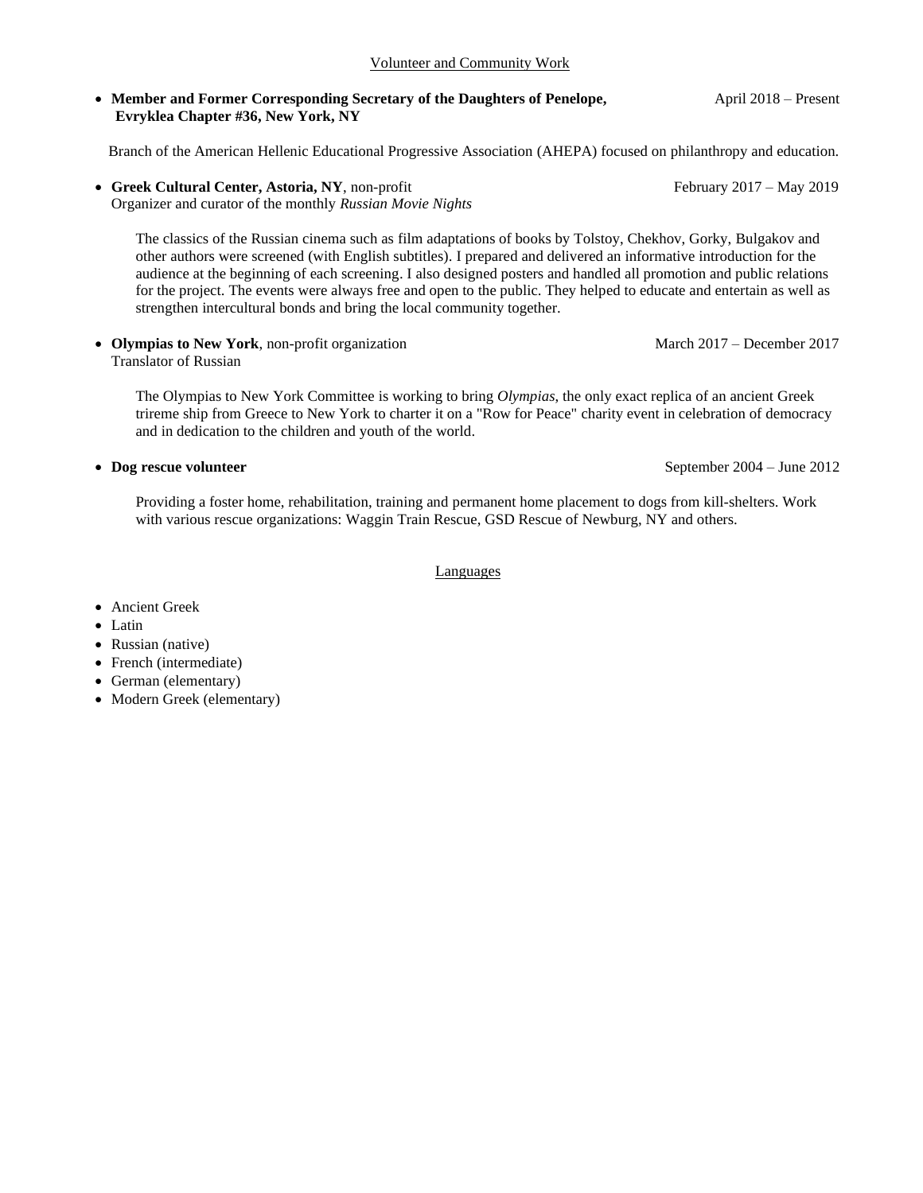## Volunteer and Community Work

- **Member and Former Corresponding Secretary of the Daughters of Penelope, Evryklea Chapter #36, New York, NY** April 2018 – Present

Branch of the American Hellenic Educational Progressive Association (AHEPA) focused on philanthropy and education.

- **Greek Cultural Center, Astoria, NY**, non-profit February 2017 – May 2019
  Organizer and curator of the monthly *Russian Movie Nights*

  The classics of the Russian cinema such as film adaptations of books by Tolstoy, Chekhov, Gorky, Bulgakov and other authors were screened (with English subtitles). I prepared and delivered an informative introduction for the audience at the beginning of each screening. I also designed posters and handled all promotion and public relations for the project. The events were always free and open to the public. They helped to educate and entertain as well as strengthen intercultural bonds and bring the local community together.

- **Olympias to New York**, non-profit organization March 2017 – December 2017
  Translator of Russian

  The Olympias to New York Committee is working to bring *Olympias*, the only exact replica of an ancient Greek trireme ship from Greece to New York to charter it on a "Row for Peace" charity event in celebration of democracy and in dedication to the children and youth of the world.

- **Dog rescue volunteer** September 2004 – June 2012

  Providing a foster home, rehabilitation, training and permanent home placement to dogs from kill-shelters. Work with various rescue organizations: Waggin Train Rescue, GSD Rescue of Newburg, NY and others.

## Languages

- Ancient Greek
- Latin
- Russian (native)
- French (intermediate)
- German (elementary)
- Modern Greek (elementary)